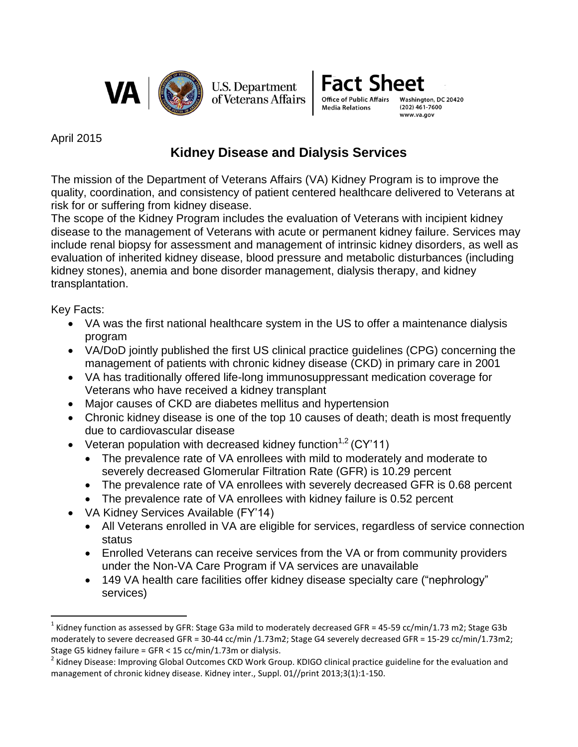VA | U.S. Department of Veterans Affairs

**Fact Sheet**

Office of Public Affairs
Media Relations

Washington, DC 20420
(202) 461-7600
www.va.gov

April 2015

# Kidney Disease and Dialysis Services

The mission of the Department of Veterans Affairs (VA) Kidney Program is to improve the quality, coordination, and consistency of patient centered healthcare delivered to Veterans at risk for or suffering from kidney disease.
The scope of the Kidney Program includes the evaluation of Veterans with incipient kidney disease to the management of Veterans with acute or permanent kidney failure. Services may include renal biopsy for assessment and management of intrinsic kidney disorders, as well as evaluation of inherited kidney disease, blood pressure and metabolic disturbances (including kidney stones), anemia and bone disorder management, dialysis therapy, and kidney transplantation.

Key Facts:

- VA was the first national healthcare system in the US to offer a maintenance dialysis program
- VA/DoD jointly published the first US clinical practice guidelines (CPG) concerning the management of patients with chronic kidney disease (CKD) in primary care in 2001
- VA has traditionally offered life-long immunosuppressant medication coverage for Veterans who have received a kidney transplant
- Major causes of CKD are diabetes mellitus and hypertension
- Chronic kidney disease is one of the top 10 causes of death; death is most frequently due to cardiovascular disease
- Veteran population with decreased kidney function[1,2] (CY'11)
  - The prevalence rate of VA enrollees with mild to moderately and moderate to severely decreased Glomerular Filtration Rate (GFR) is 10.29 percent
  - The prevalence rate of VA enrollees with severely decreased GFR is 0.68 percent
  - The prevalence rate of VA enrollees with kidney failure is 0.52 percent
- VA Kidney Services Available (FY'14)
  - All Veterans enrolled in VA are eligible for services, regardless of service connection status
  - Enrolled Veterans can receive services from the VA or from community providers under the Non-VA Care Program if VA services are unavailable
  - 149 VA health care facilities offer kidney disease specialty care ("nephrology" services)

---

[1] Kidney function as assessed by GFR: Stage G3a mild to moderately decreased GFR = 45-59 cc/min/1.73 m2; Stage G3b moderately to severe decreased GFR = 30-44 cc/min /1.73m2; Stage G4 severely decreased GFR = 15-29 cc/min/1.73m2; Stage G5 kidney failure = GFR < 15 cc/min/1.73m or dialysis.

[2] Kidney Disease: Improving Global Outcomes CKD Work Group. KDIGO clinical practice guideline for the evaluation and management of chronic kidney disease. Kidney inter., Suppl. 01//print 2013;3(1):1-150.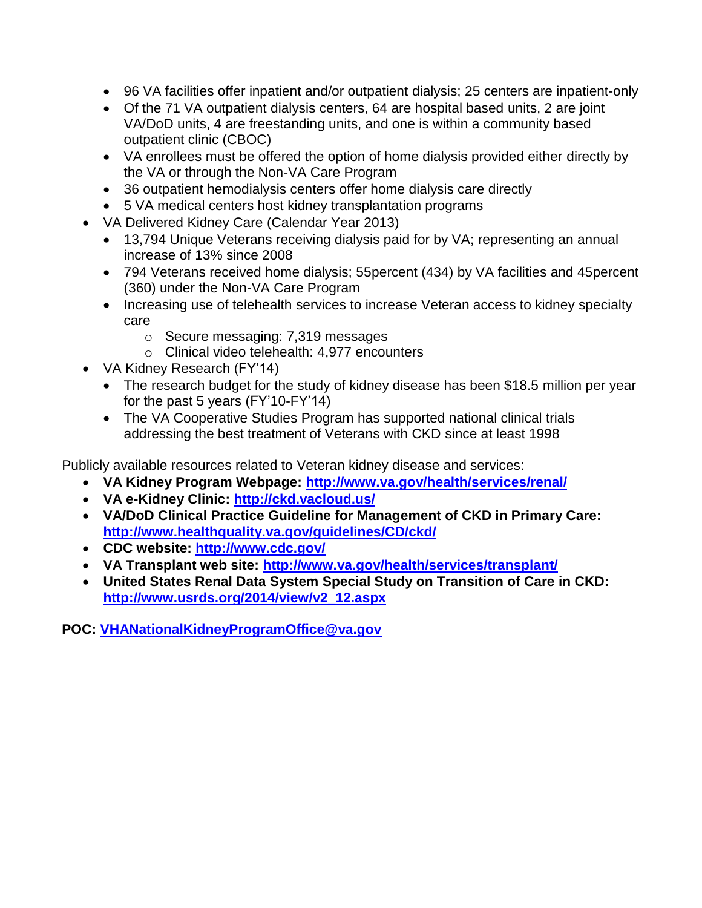- 96 VA facilities offer inpatient and/or outpatient dialysis; 25 centers are inpatient-only
    - Of the 71 VA outpatient dialysis centers, 64 are hospital based units, 2 are joint VA/DoD units, 4 are freestanding units, and one is within a community based outpatient clinic (CBOC)
    - VA enrollees must be offered the option of home dialysis provided either directly by the VA or through the Non-VA Care Program
    - 36 outpatient hemodialysis centers offer home dialysis care directly
    - 5 VA medical centers host kidney transplantation programs
- VA Delivered Kidney Care (Calendar Year 2013)
    - 13,794 Unique Veterans receiving dialysis paid for by VA; representing an annual increase of 13% since 2008
    - 794 Veterans received home dialysis; 55percent (434) by VA facilities and 45percent (360) under the Non-VA Care Program
    - Increasing use of telehealth services to increase Veteran access to kidney specialty care
        - Secure messaging: 7,319 messages
        - Clinical video telehealth: 4,977 encounters
- VA Kidney Research (FY'14)
    - The research budget for the study of kidney disease has been $18.5 million per year for the past 5 years (FY'10-FY'14)
    - The VA Cooperative Studies Program has supported national clinical trials addressing the best treatment of Veterans with CKD since at least 1998

Publicly available resources related to Veteran kidney disease and services:

- **VA Kidney Program Webpage:** http://www.va.gov/health/services/renal/
- **VA e-Kidney Clinic:** http://ckd.vacloud.us/
- **VA/DoD Clinical Practice Guideline for Management of CKD in Primary Care:** http://www.healthquality.va.gov/guidelines/CD/ckd/
- **CDC website:** http://www.cdc.gov/
- **VA Transplant web site:** http://www.va.gov/health/services/transplant/
- **United States Renal Data System Special Study on Transition of Care in CKD:** http://www.usrds.org/2014/view/v2_12.aspx

**POC:** VHANationalKidneyProgramOffice@va.gov